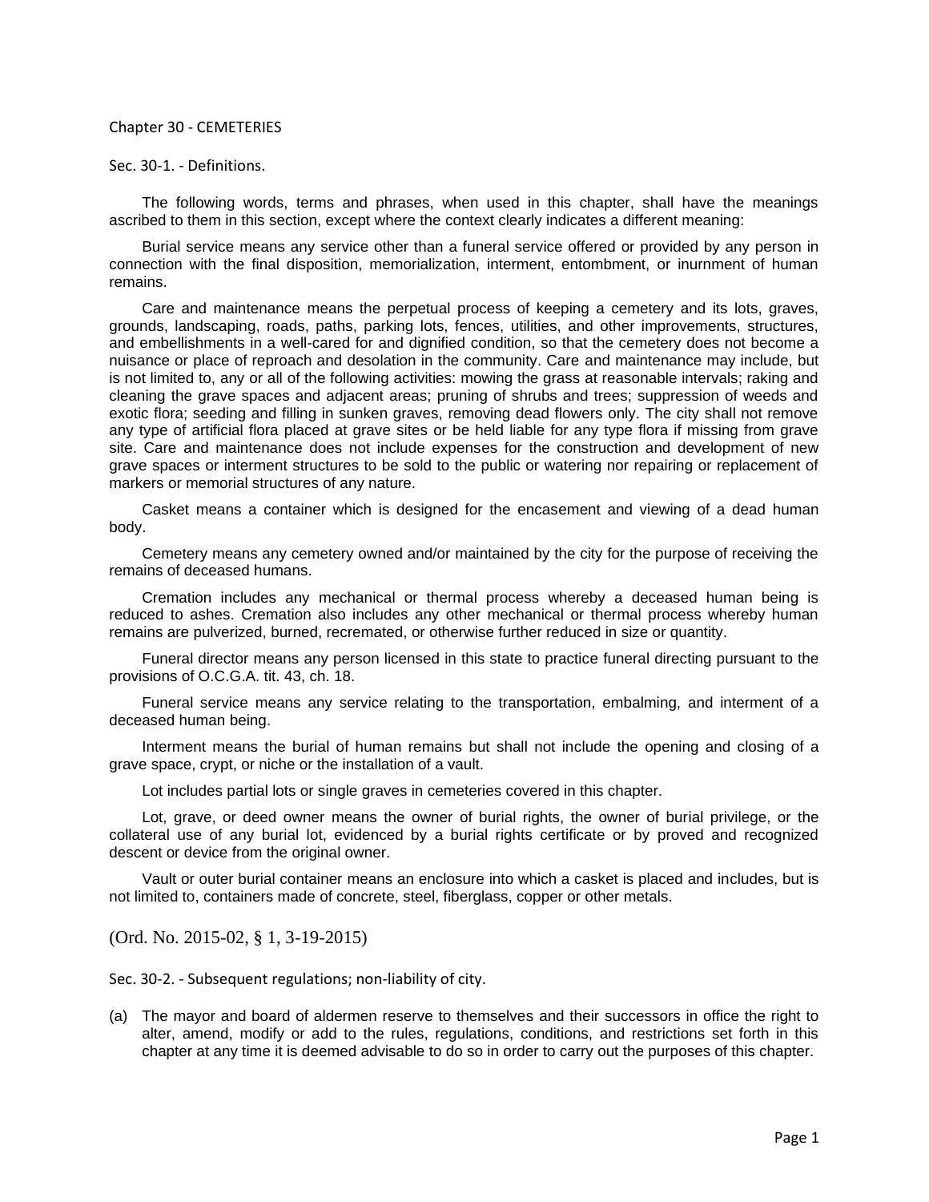# Chapter 30 - CEMETERIES

## Sec. 30-1. - Definitions.

The following words, terms and phrases, when used in this chapter, shall have the meanings ascribed to them in this section, except where the context clearly indicates a different meaning:

*Burial service* means any service other than a funeral service offered or provided by any person in connection with the final disposition, memorialization, interment, entombment, or inurnment of human remains.

*Care and maintenance* means the perpetual process of keeping a cemetery and its lots, graves, grounds, landscaping, roads, paths, parking lots, fences, utilities, and other improvements, structures, and embellishments in a well-cared for and dignified condition, so that the cemetery does not become a nuisance or place of reproach and desolation in the community. Care and maintenance may include, but is not limited to, any or all of the following activities: mowing the grass at reasonable intervals; raking and cleaning the grave spaces and adjacent areas; pruning of shrubs and trees; suppression of weeds and exotic flora; seeding and filling in sunken graves, removing dead flowers only. The city shall not remove any type of artificial flora placed at grave sites or be held liable for any type flora if missing from grave site. Care and maintenance does not include expenses for the construction and development of new grave spaces or interment structures to be sold to the public or watering nor repairing or replacement of markers or memorial structures of any nature.

*Casket* means a container which is designed for the encasement and viewing of a dead human body.

*Cemetery* means any cemetery owned and/or maintained by the city for the purpose of receiving the remains of deceased humans.

*Cremation* includes any mechanical or thermal process whereby a deceased human being is reduced to ashes. Cremation also includes any other mechanical or thermal process whereby human remains are pulverized, burned, recremated, or otherwise further reduced in size or quantity.

*Funeral director* means any person licensed in this state to practice funeral directing pursuant to the provisions of O.C.G.A. tit. 43, ch. 18.

*Funeral service* means any service relating to the transportation, embalming, and interment of a deceased human being.

*Interment* means the burial of human remains but shall not include the opening and closing of a grave space, crypt, or niche or the installation of a vault.

*Lot* includes partial lots or single graves in cemeteries covered in this chapter.

*Lot, grave, or deed owner* means the owner of burial rights, the owner of burial privilege, or the collateral use of any burial lot, evidenced by a burial rights certificate or by proved and recognized descent or device from the original owner.

*Vault or outer burial container* means an enclosure into which a casket is placed and includes, but is not limited to, containers made of concrete, steel, fiberglass, copper or other metals.

(Ord. No. 2015-02, § 1, 3-19-2015)

## Sec. 30-2. - Subsequent regulations; non-liability of city.

(a) The mayor and board of aldermen reserve to themselves and their successors in office the right to alter, amend, modify or add to the rules, regulations, conditions, and restrictions set forth in this chapter at any time it is deemed advisable to do so in order to carry out the purposes of this chapter.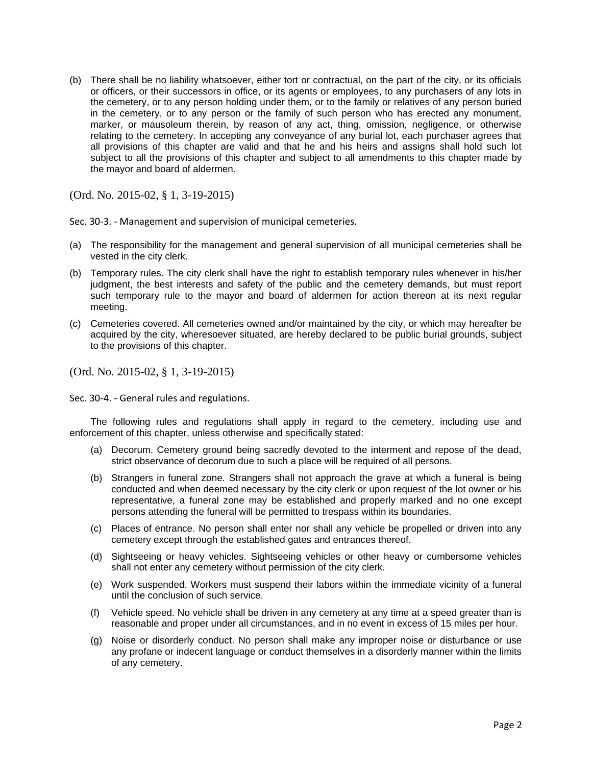(b) There shall be no liability whatsoever, either tort or contractual, on the part of the city, or its officials or officers, or their successors in office, or its agents or employees, to any purchasers of any lots in the cemetery, or to any person holding under them, or to the family or relatives of any person buried in the cemetery, or to any person or the family of such person who has erected any monument, marker, or mausoleum therein, by reason of any act, thing, omission, negligence, or otherwise relating to the cemetery. In accepting any conveyance of any burial lot, each purchaser agrees that all provisions of this chapter are valid and that he and his heirs and assigns shall hold such lot subject to all the provisions of this chapter and subject to all amendments to this chapter made by the mayor and board of aldermen.

(Ord. No. 2015-02, § 1, 3-19-2015)

Sec. 30-3. - Management and supervision of municipal cemeteries.

(a) The responsibility for the management and general supervision of all municipal cemeteries shall be vested in the city clerk.

(b) Temporary rules. The city clerk shall have the right to establish temporary rules whenever in his/her judgment, the best interests and safety of the public and the cemetery demands, but must report such temporary rule to the mayor and board of aldermen for action thereon at its next regular meeting.

(c) Cemeteries covered. All cemeteries owned and/or maintained by the city, or which may hereafter be acquired by the city, wheresoever situated, are hereby declared to be public burial grounds, subject to the provisions of this chapter.

(Ord. No. 2015-02, § 1, 3-19-2015)

Sec. 30-4. - General rules and regulations.

The following rules and regulations shall apply in regard to the cemetery, including use and enforcement of this chapter, unless otherwise and specifically stated:

(a) Decorum. Cemetery ground being sacredly devoted to the interment and repose of the dead, strict observance of decorum due to such a place will be required of all persons.

(b) Strangers in funeral zone. Strangers shall not approach the grave at which a funeral is being conducted and when deemed necessary by the city clerk or upon request of the lot owner or his representative, a funeral zone may be established and properly marked and no one except persons attending the funeral will be permitted to trespass within its boundaries.

(c) Places of entrance. No person shall enter nor shall any vehicle be propelled or driven into any cemetery except through the established gates and entrances thereof.

(d) Sightseeing or heavy vehicles. Sightseeing vehicles or other heavy or cumbersome vehicles shall not enter any cemetery without permission of the city clerk.

(e) Work suspended. Workers must suspend their labors within the immediate vicinity of a funeral until the conclusion of such service.

(f) Vehicle speed. No vehicle shall be driven in any cemetery at any time at a speed greater than is reasonable and proper under all circumstances, and in no event in excess of 15 miles per hour.

(g) Noise or disorderly conduct. No person shall make any improper noise or disturbance or use any profane or indecent language or conduct themselves in a disorderly manner within the limits of any cemetery.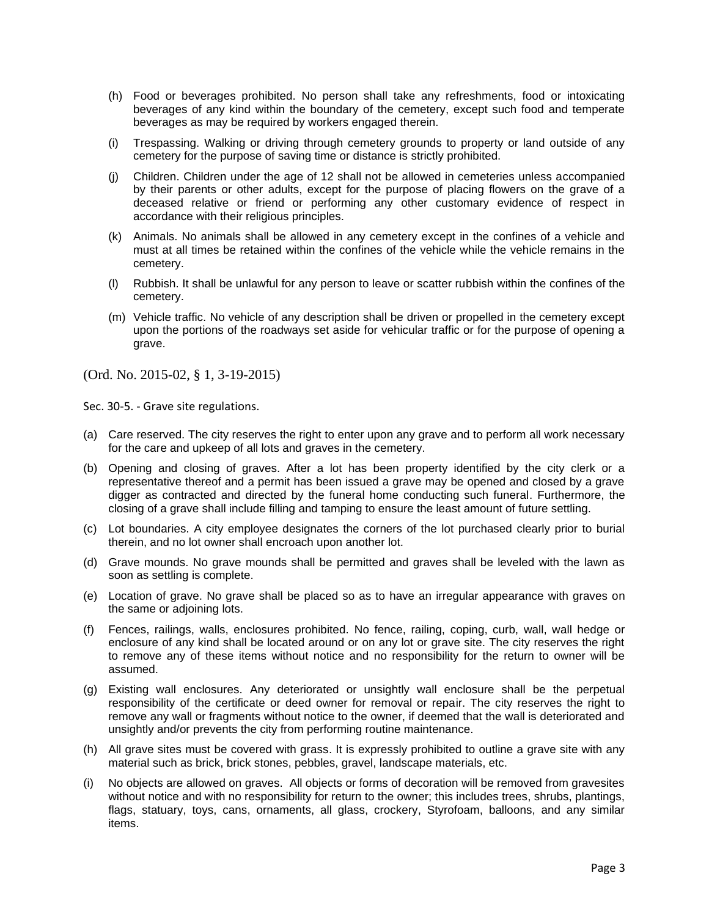(h) Food or beverages prohibited. No person shall take any refreshments, food or intoxicating beverages of any kind within the boundary of the cemetery, except such food and temperate beverages as may be required by workers engaged therein.

(i) Trespassing. Walking or driving through cemetery grounds to property or land outside of any cemetery for the purpose of saving time or distance is strictly prohibited.

(j) Children. Children under the age of 12 shall not be allowed in cemeteries unless accompanied by their parents or other adults, except for the purpose of placing flowers on the grave of a deceased relative or friend or performing any other customary evidence of respect in accordance with their religious principles.

(k) Animals. No animals shall be allowed in any cemetery except in the confines of a vehicle and must at all times be retained within the confines of the vehicle while the vehicle remains in the cemetery.

(l) Rubbish. It shall be unlawful for any person to leave or scatter rubbish within the confines of the cemetery.

(m) Vehicle traffic. No vehicle of any description shall be driven or propelled in the cemetery except upon the portions of the roadways set aside for vehicular traffic or for the purpose of opening a grave.

(Ord. No. 2015-02, § 1, 3-19-2015)

Sec. 30-5. - Grave site regulations.

(a) Care reserved. The city reserves the right to enter upon any grave and to perform all work necessary for the care and upkeep of all lots and graves in the cemetery.

(b) Opening and closing of graves. After a lot has been property identified by the city clerk or a representative thereof and a permit has been issued a grave may be opened and closed by a grave digger as contracted and directed by the funeral home conducting such funeral. Furthermore, the closing of a grave shall include filling and tamping to ensure the least amount of future settling.

(c) Lot boundaries. A city employee designates the corners of the lot purchased clearly prior to burial therein, and no lot owner shall encroach upon another lot.

(d) Grave mounds. No grave mounds shall be permitted and graves shall be leveled with the lawn as soon as settling is complete.

(e) Location of grave. No grave shall be placed so as to have an irregular appearance with graves on the same or adjoining lots.

(f) Fences, railings, walls, enclosures prohibited. No fence, railing, coping, curb, wall, wall hedge or enclosure of any kind shall be located around or on any lot or grave site. The city reserves the right to remove any of these items without notice and no responsibility for the return to owner will be assumed.

(g) Existing wall enclosures. Any deteriorated or unsightly wall enclosure shall be the perpetual responsibility of the certificate or deed owner for removal or repair. The city reserves the right to remove any wall or fragments without notice to the owner, if deemed that the wall is deteriorated and unsightly and/or prevents the city from performing routine maintenance.

(h) All grave sites must be covered with grass. It is expressly prohibited to outline a grave site with any material such as brick, brick stones, pebbles, gravel, landscape materials, etc.

(i) No objects are allowed on graves. All objects or forms of decoration will be removed from gravesites without notice and with no responsibility for return to the owner; this includes trees, shrubs, plantings, flags, statuary, toys, cans, ornaments, all glass, crockery, Styrofoam, balloons, and any similar items.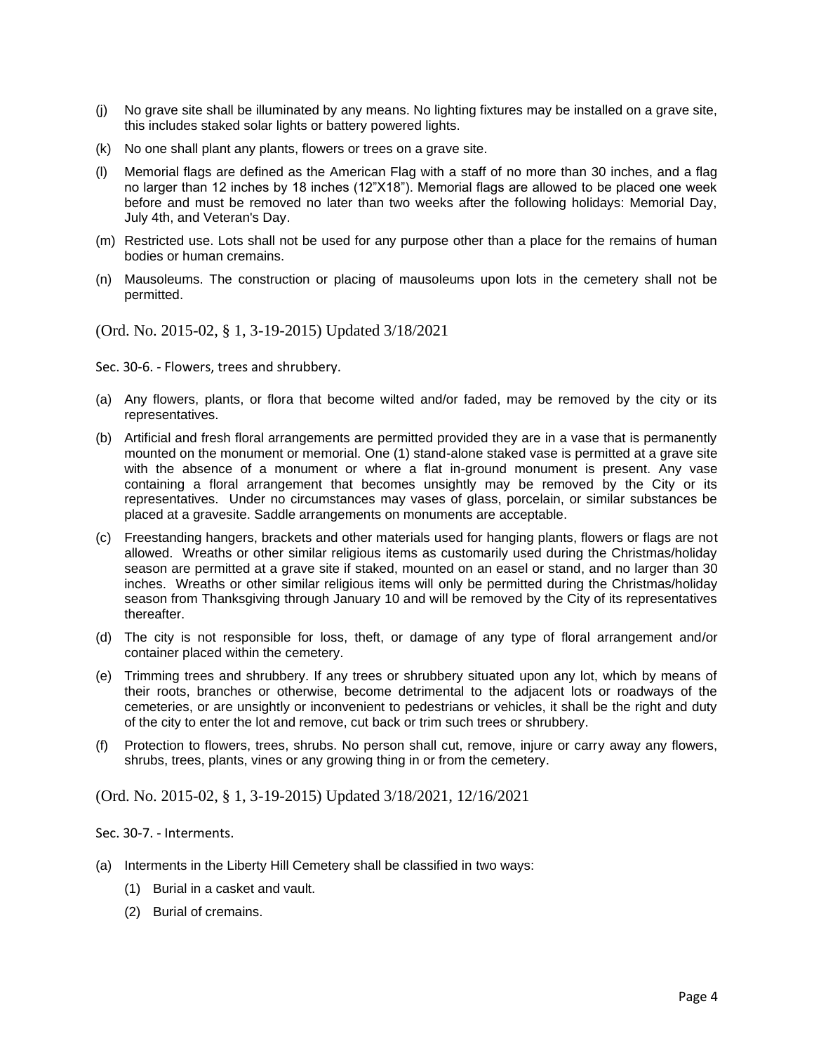(j) No grave site shall be illuminated by any means. No lighting fixtures may be installed on a grave site, this includes staked solar lights or battery powered lights.

(k) No one shall plant any plants, flowers or trees on a grave site.

(l) Memorial flags are defined as the American Flag with a staff of no more than 30 inches, and a flag no larger than 12 inches by 18 inches (12"X18"). Memorial flags are allowed to be placed one week before and must be removed no later than two weeks after the following holidays: Memorial Day, July 4th, and Veteran's Day.

(m) Restricted use. Lots shall not be used for any purpose other than a place for the remains of human bodies or human cremains.

(n) Mausoleums. The construction or placing of mausoleums upon lots in the cemetery shall not be permitted.

(Ord. No. 2015-02, § 1, 3-19-2015) Updated 3/18/2021

Sec. 30-6. - Flowers, trees and shrubbery.

(a) Any flowers, plants, or flora that become wilted and/or faded, may be removed by the city or its representatives.

(b) Artificial and fresh floral arrangements are permitted provided they are in a vase that is permanently mounted on the monument or memorial. One (1) stand-alone staked vase is permitted at a grave site with the absence of a monument or where a flat in-ground monument is present. Any vase containing a floral arrangement that becomes unsightly may be removed by the City or its representatives. Under no circumstances may vases of glass, porcelain, or similar substances be placed at a gravesite. Saddle arrangements on monuments are acceptable.

(c) Freestanding hangers, brackets and other materials used for hanging plants, flowers or flags are not allowed. Wreaths or other similar religious items as customarily used during the Christmas/holiday season are permitted at a grave site if staked, mounted on an easel or stand, and no larger than 30 inches. Wreaths or other similar religious items will only be permitted during the Christmas/holiday season from Thanksgiving through January 10 and will be removed by the City of its representatives thereafter.

(d) The city is not responsible for loss, theft, or damage of any type of floral arrangement and/or container placed within the cemetery.

(e) Trimming trees and shrubbery. If any trees or shrubbery situated upon any lot, which by means of their roots, branches or otherwise, become detrimental to the adjacent lots or roadways of the cemeteries, or are unsightly or inconvenient to pedestrians or vehicles, it shall be the right and duty of the city to enter the lot and remove, cut back or trim such trees or shrubbery.

(f) Protection to flowers, trees, shrubs. No person shall cut, remove, injure or carry away any flowers, shrubs, trees, plants, vines or any growing thing in or from the cemetery.

(Ord. No. 2015-02, § 1, 3-19-2015) Updated 3/18/2021, 12/16/2021

Sec. 30-7. - Interments.

(a) Interments in the Liberty Hill Cemetery shall be classified in two ways:

   (1) Burial in a casket and vault.

   (2) Burial of cremains.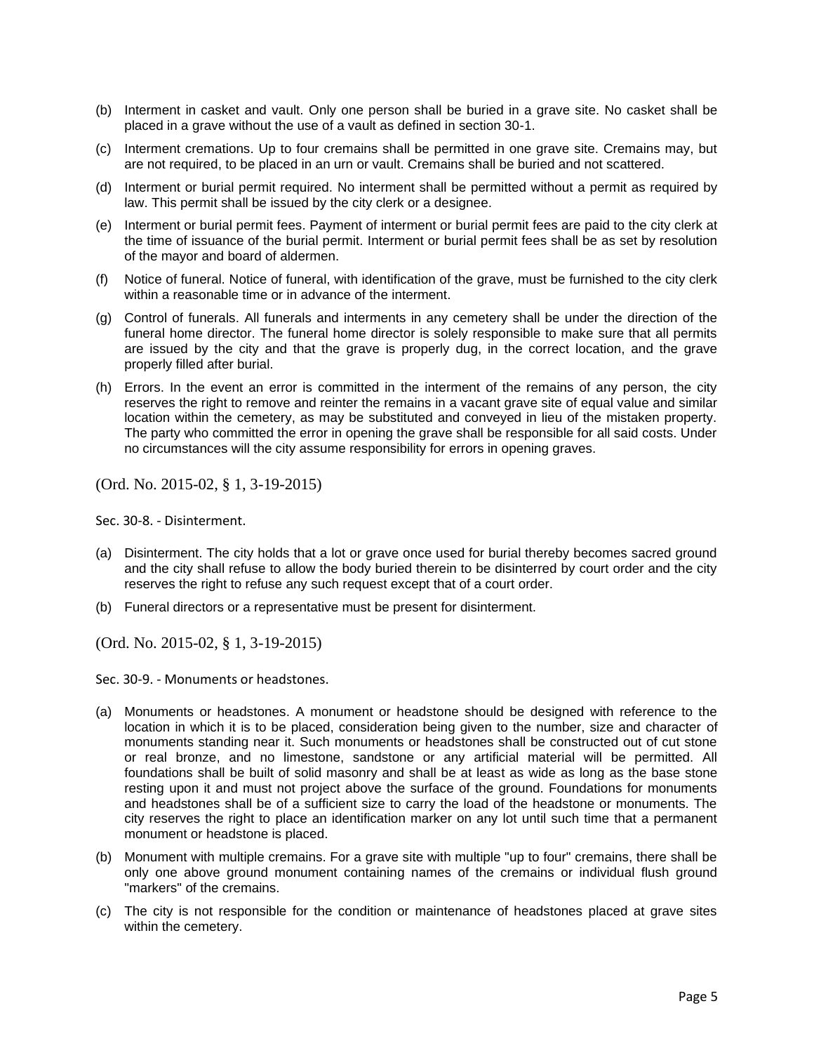(b) Interment in casket and vault. Only one person shall be buried in a grave site. No casket shall be placed in a grave without the use of a vault as defined in section 30-1.

(c) Interment cremations. Up to four cremains shall be permitted in one grave site. Cremains may, but are not required, to be placed in an urn or vault. Cremains shall be buried and not scattered.

(d) Interment or burial permit required. No interment shall be permitted without a permit as required by law. This permit shall be issued by the city clerk or a designee.

(e) Interment or burial permit fees. Payment of interment or burial permit fees are paid to the city clerk at the time of issuance of the burial permit. Interment or burial permit fees shall be as set by resolution of the mayor and board of aldermen.

(f) Notice of funeral. Notice of funeral, with identification of the grave, must be furnished to the city clerk within a reasonable time or in advance of the interment.

(g) Control of funerals. All funerals and interments in any cemetery shall be under the direction of the funeral home director. The funeral home director is solely responsible to make sure that all permits are issued by the city and that the grave is properly dug, in the correct location, and the grave properly filled after burial.

(h) Errors. In the event an error is committed in the interment of the remains of any person, the city reserves the right to remove and reinter the remains in a vacant grave site of equal value and similar location within the cemetery, as may be substituted and conveyed in lieu of the mistaken property. The party who committed the error in opening the grave shall be responsible for all said costs. Under no circumstances will the city assume responsibility for errors in opening graves.

(Ord. No. 2015-02, § 1, 3-19-2015)

Sec. 30-8. - Disinterment.

(a) Disinterment. The city holds that a lot or grave once used for burial thereby becomes sacred ground and the city shall refuse to allow the body buried therein to be disinterred by court order and the city reserves the right to refuse any such request except that of a court order.

(b) Funeral directors or a representative must be present for disinterment.

(Ord. No. 2015-02, § 1, 3-19-2015)

Sec. 30-9. - Monuments or headstones.

(a) Monuments or headstones. A monument or headstone should be designed with reference to the location in which it is to be placed, consideration being given to the number, size and character of monuments standing near it. Such monuments or headstones shall be constructed out of cut stone or real bronze, and no limestone, sandstone or any artificial material will be permitted. All foundations shall be built of solid masonry and shall be at least as wide as long as the base stone resting upon it and must not project above the surface of the ground. Foundations for monuments and headstones shall be of a sufficient size to carry the load of the headstone or monuments. The city reserves the right to place an identification marker on any lot until such time that a permanent monument or headstone is placed.

(b) Monument with multiple cremains. For a grave site with multiple "up to four" cremains, there shall be only one above ground monument containing names of the cremains or individual flush ground "markers" of the cremains.

(c) The city is not responsible for the condition or maintenance of headstones placed at grave sites within the cemetery.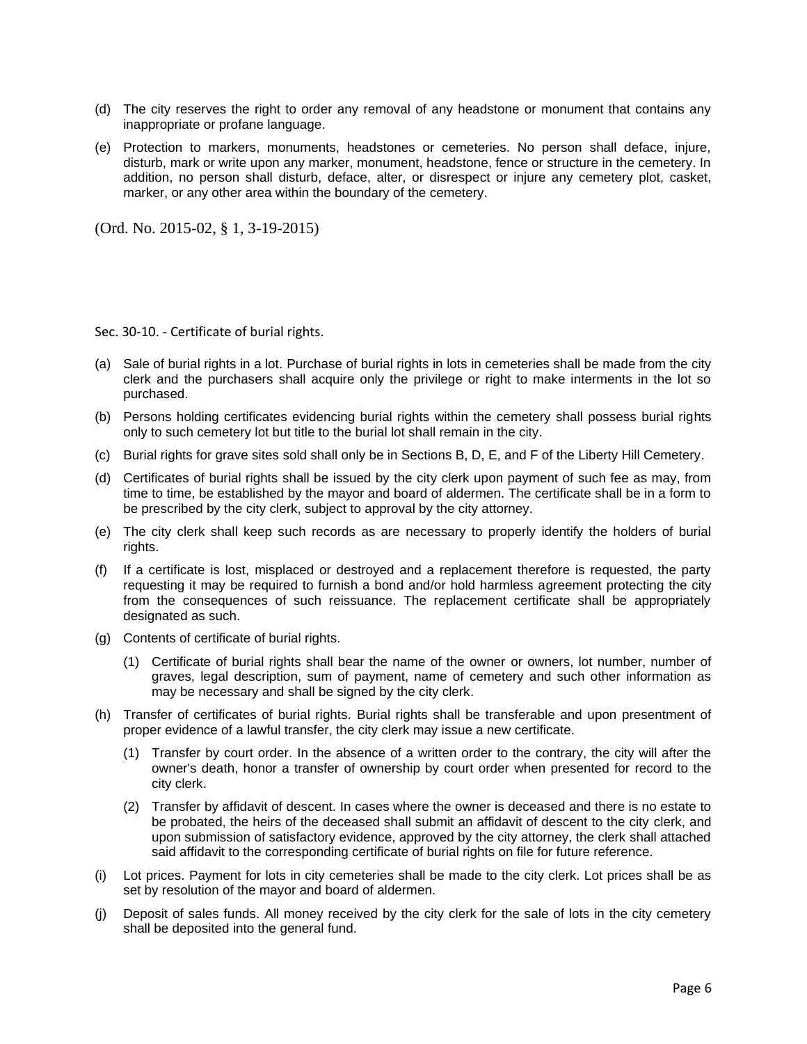(d) The city reserves the right to order any removal of any headstone or monument that contains any inappropriate or profane language.

(e) Protection to markers, monuments, headstones or cemeteries. No person shall deface, injure, disturb, mark or write upon any marker, monument, headstone, fence or structure in the cemetery. In addition, no person shall disturb, deface, alter, or disrespect or injure any cemetery plot, casket, marker, or any other area within the boundary of the cemetery.

(Ord. No. 2015-02, § 1, 3-19-2015)

## Sec. 30-10. - Certificate of burial rights.

(a) Sale of burial rights in a lot. Purchase of burial rights in lots in cemeteries shall be made from the city clerk and the purchasers shall acquire only the privilege or right to make interments in the lot so purchased.

(b) Persons holding certificates evidencing burial rights within the cemetery shall possess burial rights only to such cemetery lot but title to the burial lot shall remain in the city.

(c) Burial rights for grave sites sold shall only be in Sections B, D, E, and F of the Liberty Hill Cemetery.

(d) Certificates of burial rights shall be issued by the city clerk upon payment of such fee as may, from time to time, be established by the mayor and board of aldermen. The certificate shall be in a form to be prescribed by the city clerk, subject to approval by the city attorney.

(e) The city clerk shall keep such records as are necessary to properly identify the holders of burial rights.

(f) If a certificate is lost, misplaced or destroyed and a replacement therefore is requested, the party requesting it may be required to furnish a bond and/or hold harmless agreement protecting the city from the consequences of such reissuance. The replacement certificate shall be appropriately designated as such.

(g) Contents of certificate of burial rights.

  (1) Certificate of burial rights shall bear the name of the owner or owners, lot number, number of graves, legal description, sum of payment, name of cemetery and such other information as may be necessary and shall be signed by the city clerk.

(h) Transfer of certificates of burial rights. Burial rights shall be transferable and upon presentment of proper evidence of a lawful transfer, the city clerk may issue a new certificate.

  (1) Transfer by court order. In the absence of a written order to the contrary, the city will after the owner's death, honor a transfer of ownership by court order when presented for record to the city clerk.

  (2) Transfer by affidavit of descent. In cases where the owner is deceased and there is no estate to be probated, the heirs of the deceased shall submit an affidavit of descent to the city clerk, and upon submission of satisfactory evidence, approved by the city attorney, the clerk shall attached said affidavit to the corresponding certificate of burial rights on file for future reference.

(i) Lot prices. Payment for lots in city cemeteries shall be made to the city clerk. Lot prices shall be as set by resolution of the mayor and board of aldermen.

(j) Deposit of sales funds. All money received by the city clerk for the sale of lots in the city cemetery shall be deposited into the general fund.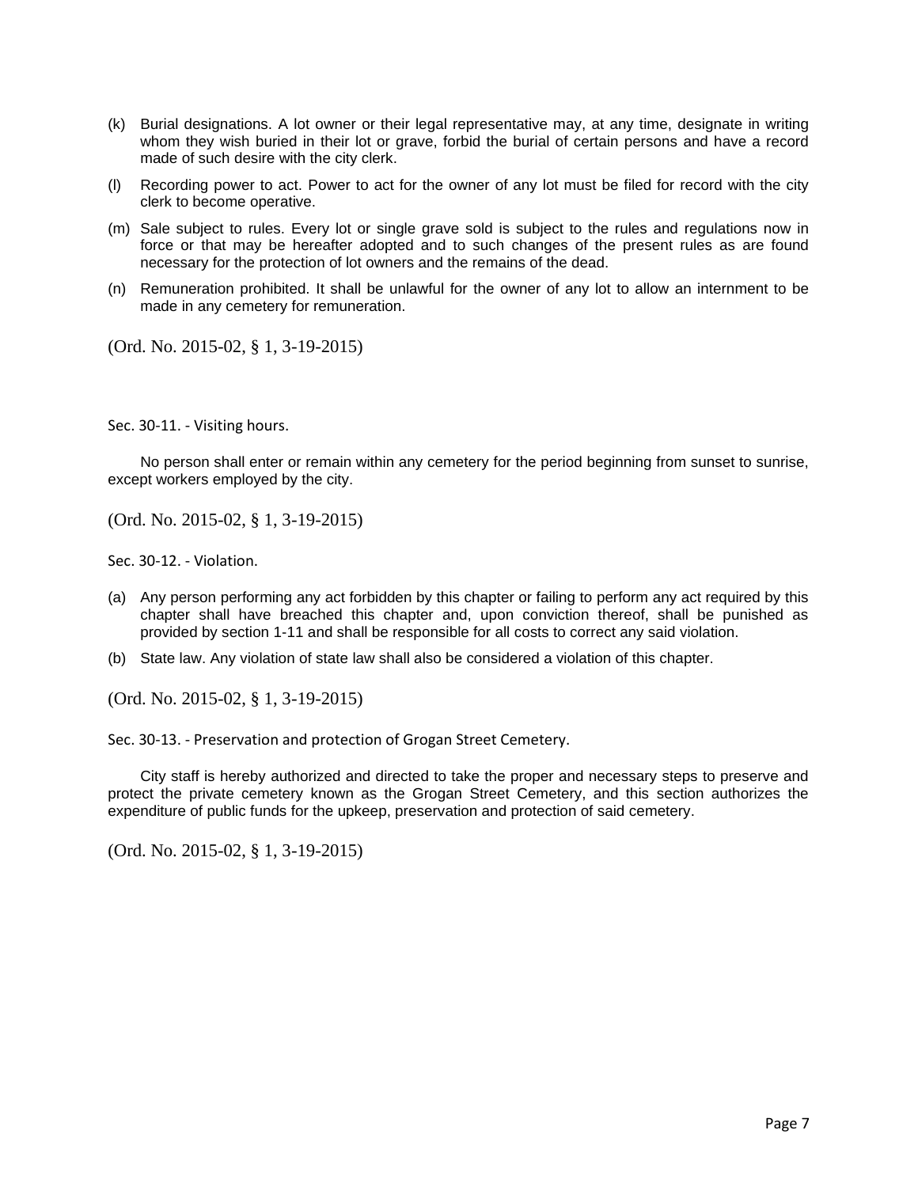(k) Burial designations. A lot owner or their legal representative may, at any time, designate in writing whom they wish buried in their lot or grave, forbid the burial of certain persons and have a record made of such desire with the city clerk.

(l) Recording power to act. Power to act for the owner of any lot must be filed for record with the city clerk to become operative.

(m) Sale subject to rules. Every lot or single grave sold is subject to the rules and regulations now in force or that may be hereafter adopted and to such changes of the present rules as are found necessary for the protection of lot owners and the remains of the dead.

(n) Remuneration prohibited. It shall be unlawful for the owner of any lot to allow an internment to be made in any cemetery for remuneration.

(Ord. No. 2015-02, § 1, 3-19-2015)

Sec. 30-11. - Visiting hours.

No person shall enter or remain within any cemetery for the period beginning from sunset to sunrise, except workers employed by the city.

(Ord. No. 2015-02, § 1, 3-19-2015)

Sec. 30-12. - Violation.

(a) Any person performing any act forbidden by this chapter or failing to perform any act required by this chapter shall have breached this chapter and, upon conviction thereof, shall be punished as provided by section 1-11 and shall be responsible for all costs to correct any said violation.

(b) State law. Any violation of state law shall also be considered a violation of this chapter.

(Ord. No. 2015-02, § 1, 3-19-2015)

Sec. 30-13. - Preservation and protection of Grogan Street Cemetery.

City staff is hereby authorized and directed to take the proper and necessary steps to preserve and protect the private cemetery known as the Grogan Street Cemetery, and this section authorizes the expenditure of public funds for the upkeep, preservation and protection of said cemetery.

(Ord. No. 2015-02, § 1, 3-19-2015)